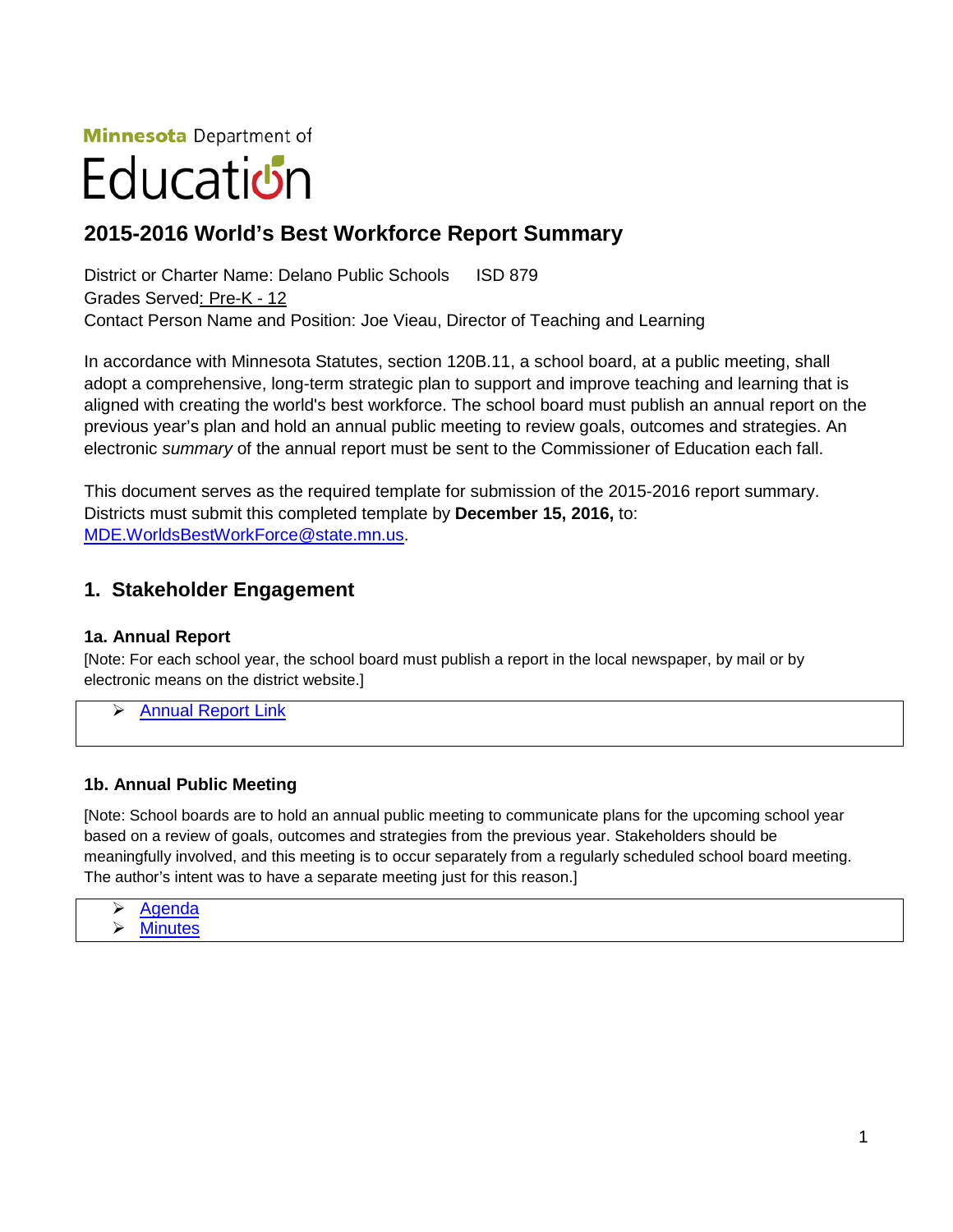Minnesota Department of Education

# 2015-2016 World's Best Workforce Report Summary

District or Charter Name: Delano Public Schools ISD 879
Grades Served: Pre-K - 12
Contact Person Name and Position: Joe Vieau, Director of Teaching and Learning

In accordance with Minnesota Statutes, section 120B.11, a school board, at a public meeting, shall adopt a comprehensive, long-term strategic plan to support and improve teaching and learning that is aligned with creating the world's best workforce. The school board must publish an annual report on the previous year's plan and hold an annual public meeting to review goals, outcomes and strategies. An electronic *summary* of the annual report must be sent to the Commissioner of Education each fall.

This document serves as the required template for submission of the 2015-2016 report summary. Districts must submit this completed template by **December 15, 2016,** to: MDE.WorldsBestWorkForce@state.mn.us.

## 1. Stakeholder Engagement

### 1a. Annual Report

[Note: For each school year, the school board must publish a report in the local newspaper, by mail or by electronic means on the district website.]

- Annual Report Link

### 1b. Annual Public Meeting

[Note: School boards are to hold an annual public meeting to communicate plans for the upcoming school year based on a review of goals, outcomes and strategies from the previous year. Stakeholders should be meaningfully involved, and this meeting is to occur separately from a regularly scheduled school board meeting. The author's intent was to have a separate meeting just for this reason.]

- Agenda
- Minutes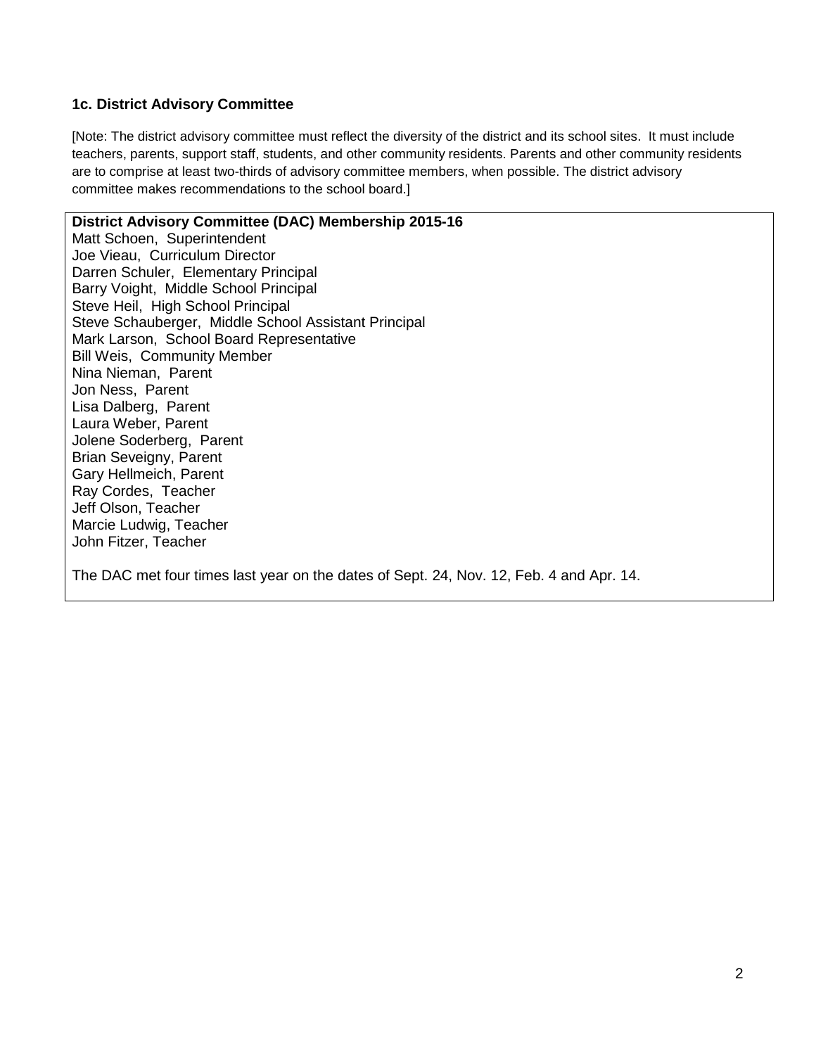### 1c. District Advisory Committee

[Note: The district advisory committee must reflect the diversity of the district and its school sites. It must include teachers, parents, support staff, students, and other community residents. Parents and other community residents are to comprise at least two-thirds of advisory committee members, when possible. The district advisory committee makes recommendations to the school board.]

**District Advisory Committee (DAC) Membership 2015-16**

Matt Schoen, Superintendent
Joe Vieau, Curriculum Director
Darren Schuler, Elementary Principal
Barry Voight, Middle School Principal
Steve Heil, High School Principal
Steve Schauberger, Middle School Assistant Principal
Mark Larson, School Board Representative
Bill Weis, Community Member
Nina Nieman, Parent
Jon Ness, Parent
Lisa Dalberg, Parent
Laura Weber, Parent
Jolene Soderberg, Parent
Brian Seveigny, Parent
Gary Hellmeich, Parent
Ray Cordes, Teacher
Jeff Olson, Teacher
Marcie Ludwig, Teacher
John Fitzer, Teacher

The DAC met four times last year on the dates of Sept. 24, Nov. 12, Feb. 4 and Apr. 14.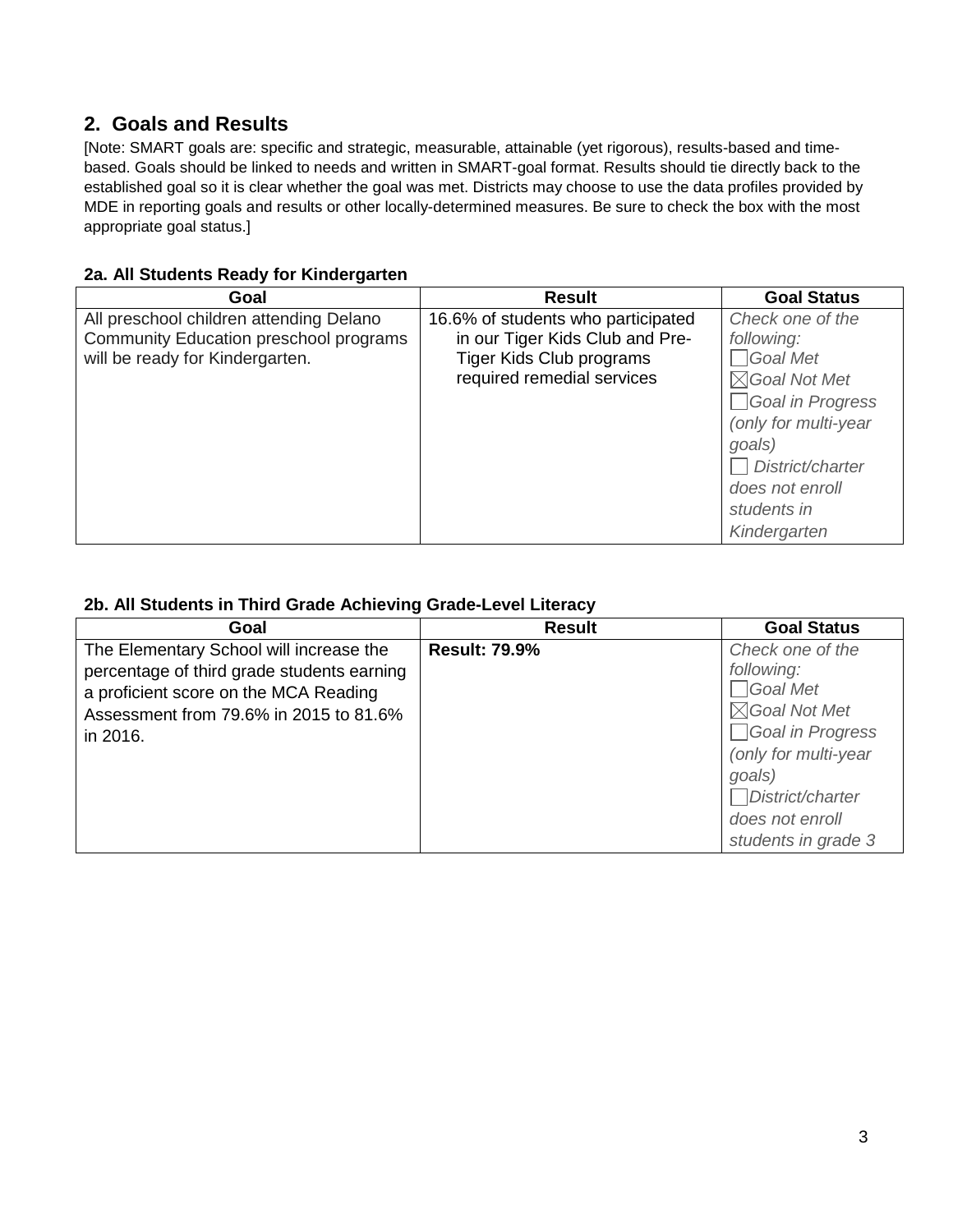## 2. Goals and Results

[Note: SMART goals are: specific and strategic, measurable, attainable (yet rigorous), results-based and time-based. Goals should be linked to needs and written in SMART-goal format. Results should tie directly back to the established goal so it is clear whether the goal was met. Districts may choose to use the data profiles provided by MDE in reporting goals and results or other locally-determined measures. Be sure to check the box with the most appropriate goal status.]

### 2a. All Students Ready for Kindergarten

| Goal | Result | Goal Status |
| --- | --- | --- |
| All preschool children attending Delano Community Education preschool programs will be ready for Kindergarten. | 16.6% of students who participated in our Tiger Kids Club and Pre-Tiger Kids Club programs required remedial services | *Check one of the following:*<br>☐ *Goal Met*<br>☒ *Goal Not Met*<br>☐ *Goal in Progress (only for multi-year goals)*<br>☐ *District/charter does not enroll students in Kindergarten* |

### 2b. All Students in Third Grade Achieving Grade-Level Literacy

| Goal | Result | Goal Status |
| --- | --- | --- |
| The Elementary School will increase the percentage of third grade students earning a proficient score on the MCA Reading Assessment from 79.6% in 2015 to 81.6% in 2016. | **Result: 79.9%** | *Check one of the following:*<br>☐ *Goal Met*<br>☒ *Goal Not Met*<br>☐ *Goal in Progress (only for multi-year goals)*<br>☐ *District/charter does not enroll students in grade 3* |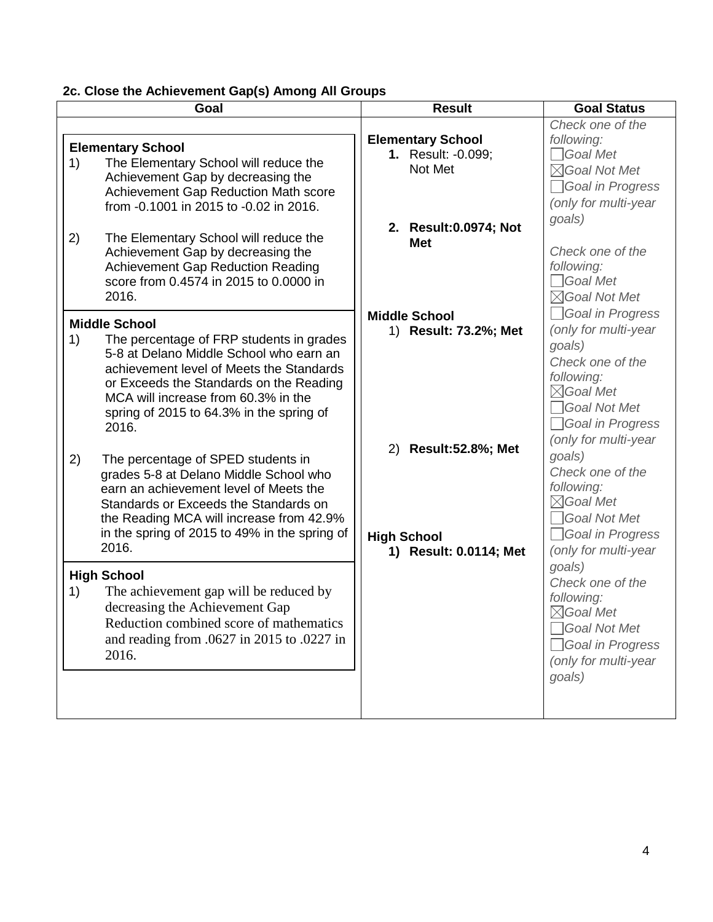### 2c. Close the Achievement Gap(s) Among All Groups

| Goal | Result | Goal Status |
|---|---|---|
| **Elementary School**<br>1) The Elementary School will reduce the Achievement Gap by decreasing the Achievement Gap Reduction Math score from -0.1001 in 2015 to -0.02 in 2016. | **Elementary School**<br>**1.** Result: -0.099; Not Met | *Check one of the following:*<br>☐*Goal Met*<br>☒*Goal Not Met*<br>☐*Goal in Progress (only for multi-year goals)* |
| 2) The Elementary School will reduce the Achievement Gap by decreasing the Achievement Gap Reduction Reading score from 0.4574 in 2015 to 0.0000 in 2016. | **2. Result:0.0974; Not Met** | *Check one of the following:*<br>☐*Goal Met*<br>☒*Goal Not Met*<br>☐*Goal in Progress (only for multi-year goals)* |
| **Middle School**<br>1) The percentage of FRP students in grades 5-8 at Delano Middle School who earn an achievement level of Meets the Standards or Exceeds the Standards on the Reading MCA will increase from 60.3% in the spring of 2015 to 64.3% in the spring of 2016. | **Middle School**<br>1) **Result: 73.2%; Met** | *Check one of the following:*<br>☒*Goal Met*<br>☐*Goal Not Met*<br>☐*Goal in Progress (only for multi-year goals)* |
| 2) The percentage of SPED students in grades 5-8 at Delano Middle School who earn an achievement level of Meets the Standards or Exceeds the Standards on the Reading MCA will increase from 42.9% in the spring of 2015 to 49% in the spring of 2016. | 2) **Result:52.8%; Met** | *Check one of the following:*<br>☒*Goal Met*<br>☐*Goal Not Met*<br>☐*Goal in Progress (only for multi-year goals)* |
| **High School**<br>1) The achievement gap will be reduced by decreasing the Achievement Gap Reduction combined score of mathematics and reading from .0627 in 2015 to .0227 in 2016. | **High School**<br>**1) Result: 0.0114; Met** | *Check one of the following:*<br>☒*Goal Met*<br>☐*Goal Not Met*<br>☐*Goal in Progress (only for multi-year goals)* |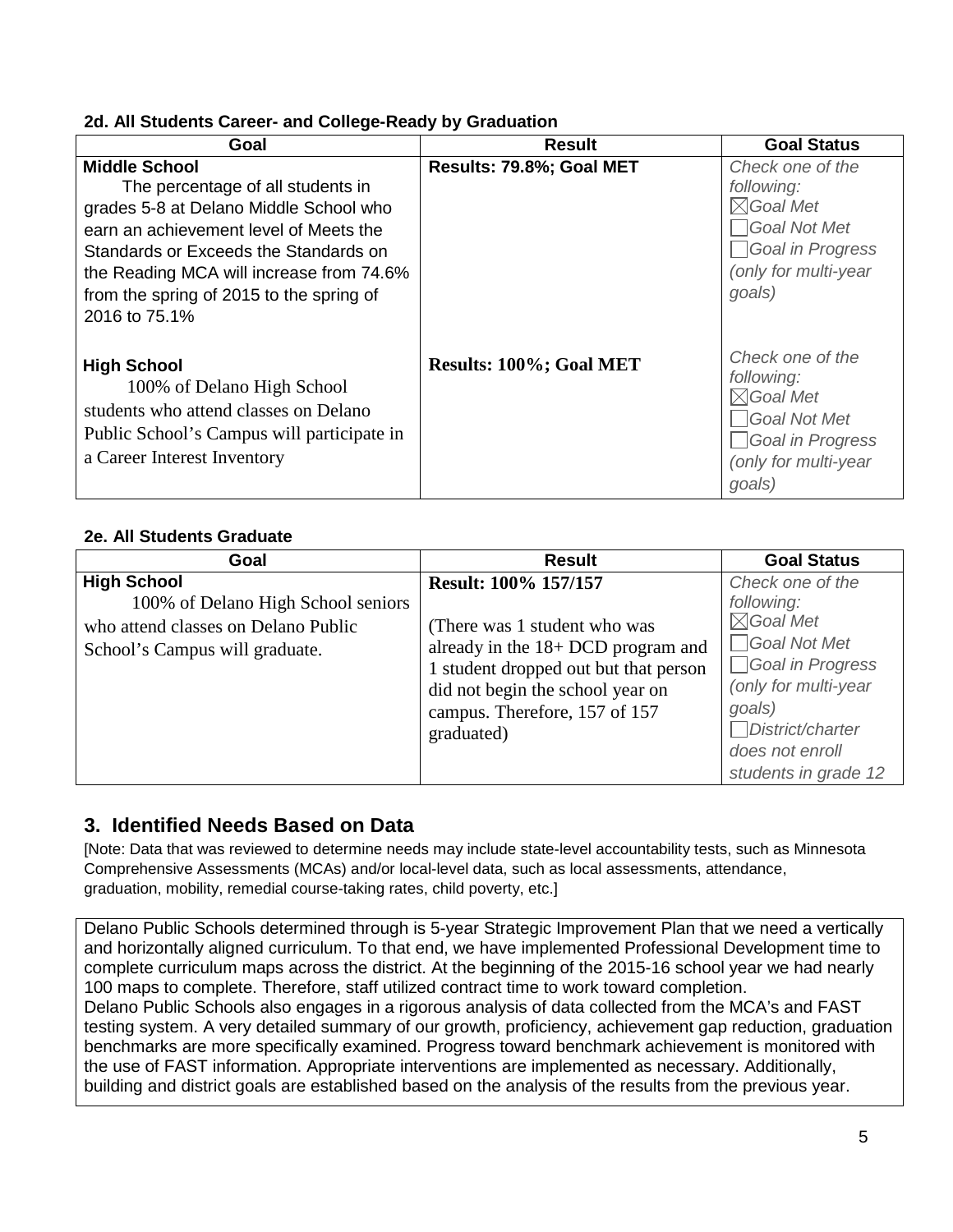### 2d. All Students Career- and College-Ready by Graduation

| Goal | Result | Goal Status |
|---|---|---|
| **Middle School**<br>The percentage of all students in grades 5-8 at Delano Middle School who earn an achievement level of Meets the Standards or Exceeds the Standards on the Reading MCA will increase from 74.6% from the spring of 2015 to the spring of 2016 to 75.1% | **Results: 79.8%; Goal MET** | *Check one of the following:*<br>☒*Goal Met*<br>☐*Goal Not Met*<br>☐*Goal in Progress (only for multi-year goals)* |
| **High School**<br>100% of Delano High School students who attend classes on Delano Public School's Campus will participate in a Career Interest Inventory | **Results: 100%; Goal MET** | *Check one of the following:*<br>☒*Goal Met*<br>☐*Goal Not Met*<br>☐*Goal in Progress (only for multi-year goals)* |

### 2e. All Students Graduate

| Goal | Result | Goal Status |
|---|---|---|
| **High School**<br>100% of Delano High School seniors who attend classes on Delano Public School's Campus will graduate. | **Result: 100% 157/157**<br><br>(There was 1 student who was already in the 18+ DCD program and 1 student dropped out but that person did not begin the school year on campus. Therefore, 157 of 157 graduated) | *Check one of the following:*<br>☒*Goal Met*<br>☐*Goal Not Met*<br>☐*Goal in Progress (only for multi-year goals)*<br>☐*District/charter does not enroll students in grade 12* |

## 3. Identified Needs Based on Data

[Note: Data that was reviewed to determine needs may include state-level accountability tests, such as Minnesota Comprehensive Assessments (MCAs) and/or local-level data, such as local assessments, attendance, graduation, mobility, remedial course-taking rates, child poverty, etc.]

Delano Public Schools determined through is 5-year Strategic Improvement Plan that we need a vertically and horizontally aligned curriculum. To that end, we have implemented Professional Development time to complete curriculum maps across the district. At the beginning of the 2015-16 school year we had nearly 100 maps to complete. Therefore, staff utilized contract time to work toward completion.
Delano Public Schools also engages in a rigorous analysis of data collected from the MCA's and FAST testing system. A very detailed summary of our growth, proficiency, achievement gap reduction, graduation benchmarks are more specifically examined. Progress toward benchmark achievement is monitored with the use of FAST information. Appropriate interventions are implemented as necessary. Additionally, building and district goals are established based on the analysis of the results from the previous year.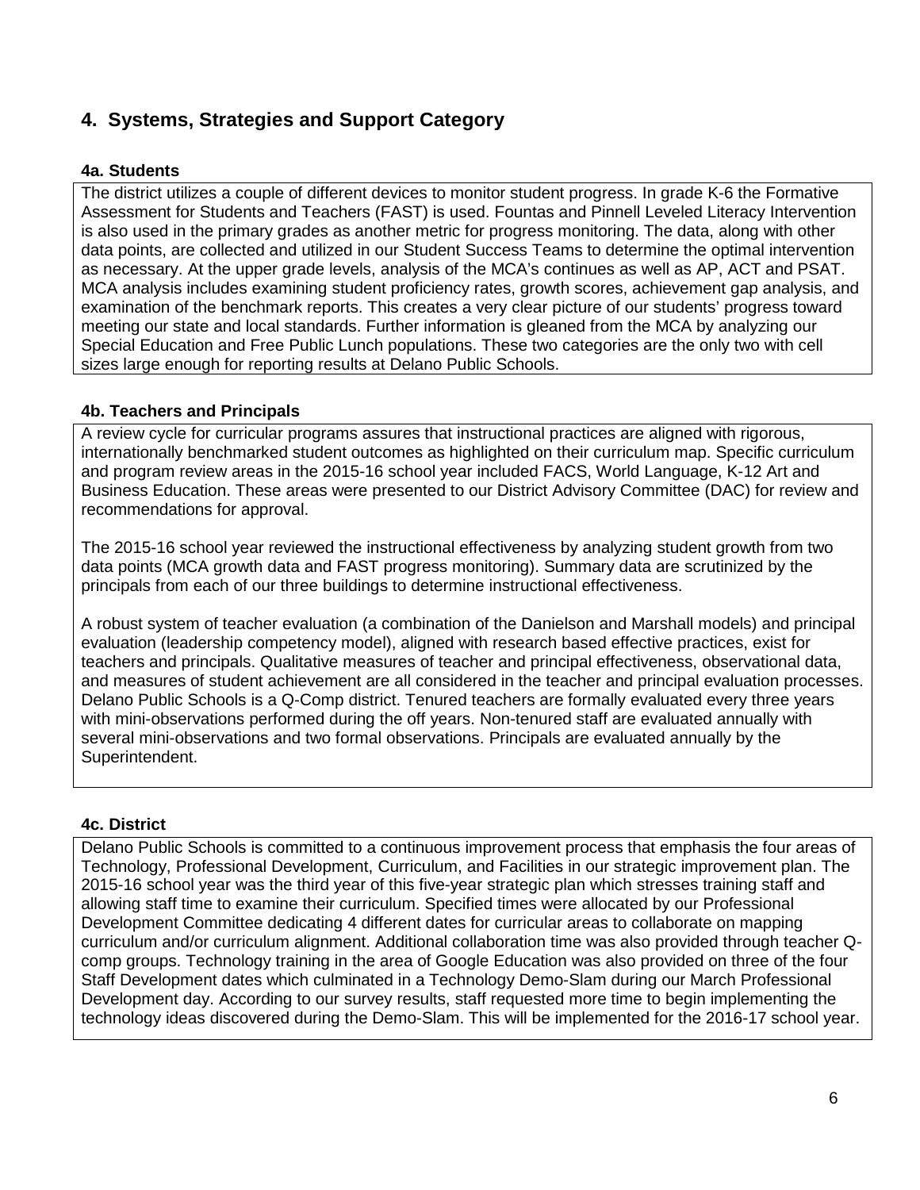## 4. Systems, Strategies and Support Category

### 4a. Students

The district utilizes a couple of different devices to monitor student progress. In grade K-6 the Formative Assessment for Students and Teachers (FAST) is used. Fountas and Pinnell Leveled Literacy Intervention is also used in the primary grades as another metric for progress monitoring. The data, along with other data points, are collected and utilized in our Student Success Teams to determine the optimal intervention as necessary. At the upper grade levels, analysis of the MCA's continues as well as AP, ACT and PSAT. MCA analysis includes examining student proficiency rates, growth scores, achievement gap analysis, and examination of the benchmark reports. This creates a very clear picture of our students' progress toward meeting our state and local standards. Further information is gleaned from the MCA by analyzing our Special Education and Free Public Lunch populations. These two categories are the only two with cell sizes large enough for reporting results at Delano Public Schools.

### 4b. Teachers and Principals

A review cycle for curricular programs assures that instructional practices are aligned with rigorous, internationally benchmarked student outcomes as highlighted on their curriculum map. Specific curriculum and program review areas in the 2015-16 school year included FACS, World Language, K-12 Art and Business Education. These areas were presented to our District Advisory Committee (DAC) for review and recommendations for approval.

The 2015-16 school year reviewed the instructional effectiveness by analyzing student growth from two data points (MCA growth data and FAST progress monitoring). Summary data are scrutinized by the principals from each of our three buildings to determine instructional effectiveness.

A robust system of teacher evaluation (a combination of the Danielson and Marshall models) and principal evaluation (leadership competency model), aligned with research based effective practices, exist for teachers and principals. Qualitative measures of teacher and principal effectiveness, observational data, and measures of student achievement are all considered in the teacher and principal evaluation processes. Delano Public Schools is a Q-Comp district. Tenured teachers are formally evaluated every three years with mini-observations performed during the off years. Non-tenured staff are evaluated annually with several mini-observations and two formal observations. Principals are evaluated annually by the Superintendent.

### 4c. District

Delano Public Schools is committed to a continuous improvement process that emphasis the four areas of Technology, Professional Development, Curriculum, and Facilities in our strategic improvement plan. The 2015-16 school year was the third year of this five-year strategic plan which stresses training staff and allowing staff time to examine their curriculum. Specified times were allocated by our Professional Development Committee dedicating 4 different dates for curricular areas to collaborate on mapping curriculum and/or curriculum alignment. Additional collaboration time was also provided through teacher Q-comp groups. Technology training in the area of Google Education was also provided on three of the four Staff Development dates which culminated in a Technology Demo-Slam during our March Professional Development day. According to our survey results, staff requested more time to begin implementing the technology ideas discovered during the Demo-Slam. This will be implemented for the 2016-17 school year.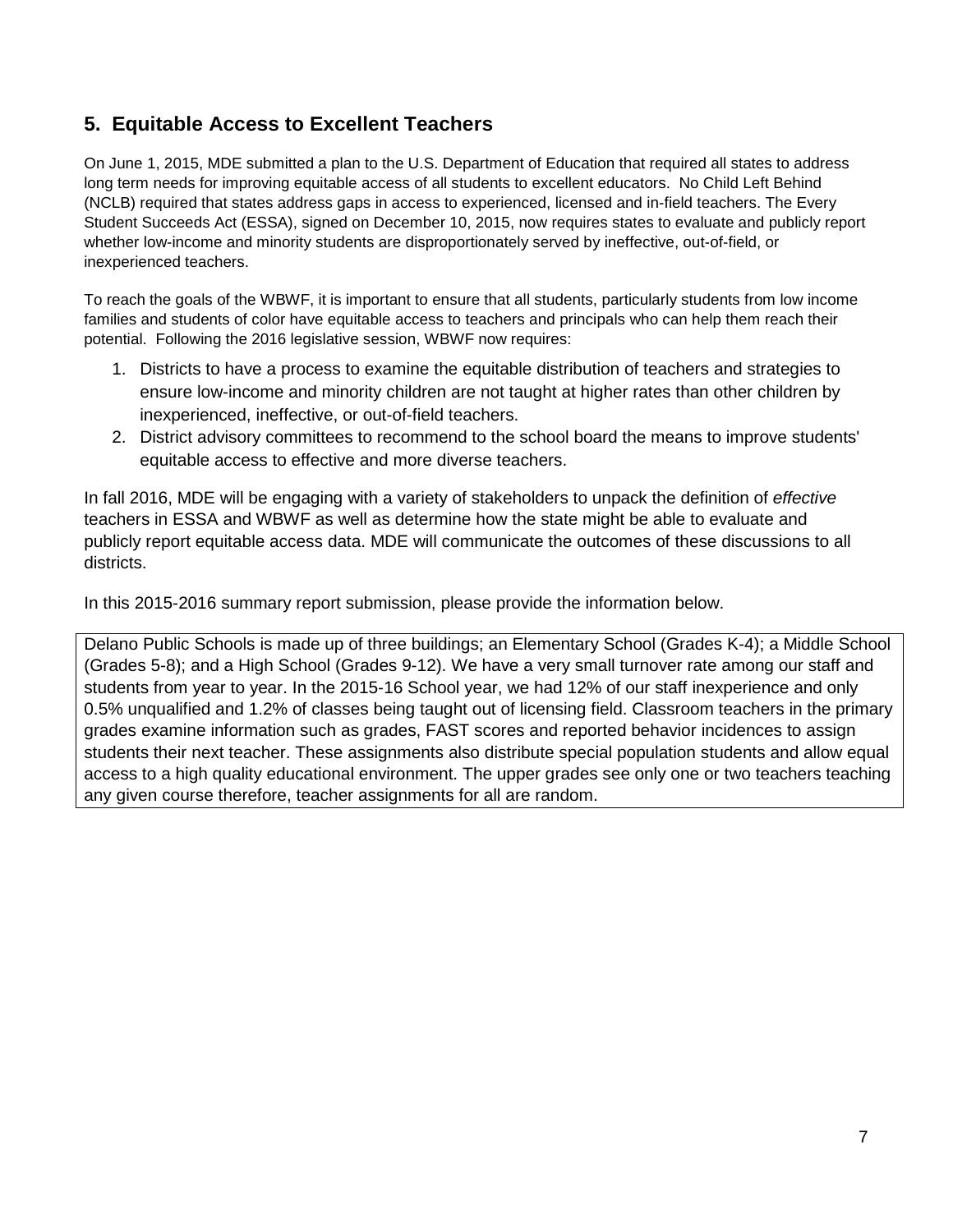## 5. Equitable Access to Excellent Teachers

On June 1, 2015, MDE submitted a plan to the U.S. Department of Education that required all states to address long term needs for improving equitable access of all students to excellent educators. No Child Left Behind (NCLB) required that states address gaps in access to experienced, licensed and in-field teachers. The Every Student Succeeds Act (ESSA), signed on December 10, 2015, now requires states to evaluate and publicly report whether low-income and minority students are disproportionately served by ineffective, out-of-field, or inexperienced teachers.

To reach the goals of the WBWF, it is important to ensure that all students, particularly students from low income families and students of color have equitable access to teachers and principals who can help them reach their potential. Following the 2016 legislative session, WBWF now requires:

1. Districts to have a process to examine the equitable distribution of teachers and strategies to ensure low-income and minority children are not taught at higher rates than other children by inexperienced, ineffective, or out-of-field teachers.
2. District advisory committees to recommend to the school board the means to improve students' equitable access to effective and more diverse teachers.

In fall 2016, MDE will be engaging with a variety of stakeholders to unpack the definition of *effective* teachers in ESSA and WBWF as well as determine how the state might be able to evaluate and publicly report equitable access data. MDE will communicate the outcomes of these discussions to all districts.

In this 2015-2016 summary report submission, please provide the information below.

Delano Public Schools is made up of three buildings; an Elementary School (Grades K-4); a Middle School (Grades 5-8); and a High School (Grades 9-12). We have a very small turnover rate among our staff and students from year to year. In the 2015-16 School year, we had 12% of our staff inexperience and only 0.5% unqualified and 1.2% of classes being taught out of licensing field. Classroom teachers in the primary grades examine information such as grades, FAST scores and reported behavior incidences to assign students their next teacher. These assignments also distribute special population students and allow equal access to a high quality educational environment. The upper grades see only one or two teachers teaching any given course therefore, teacher assignments for all are random.